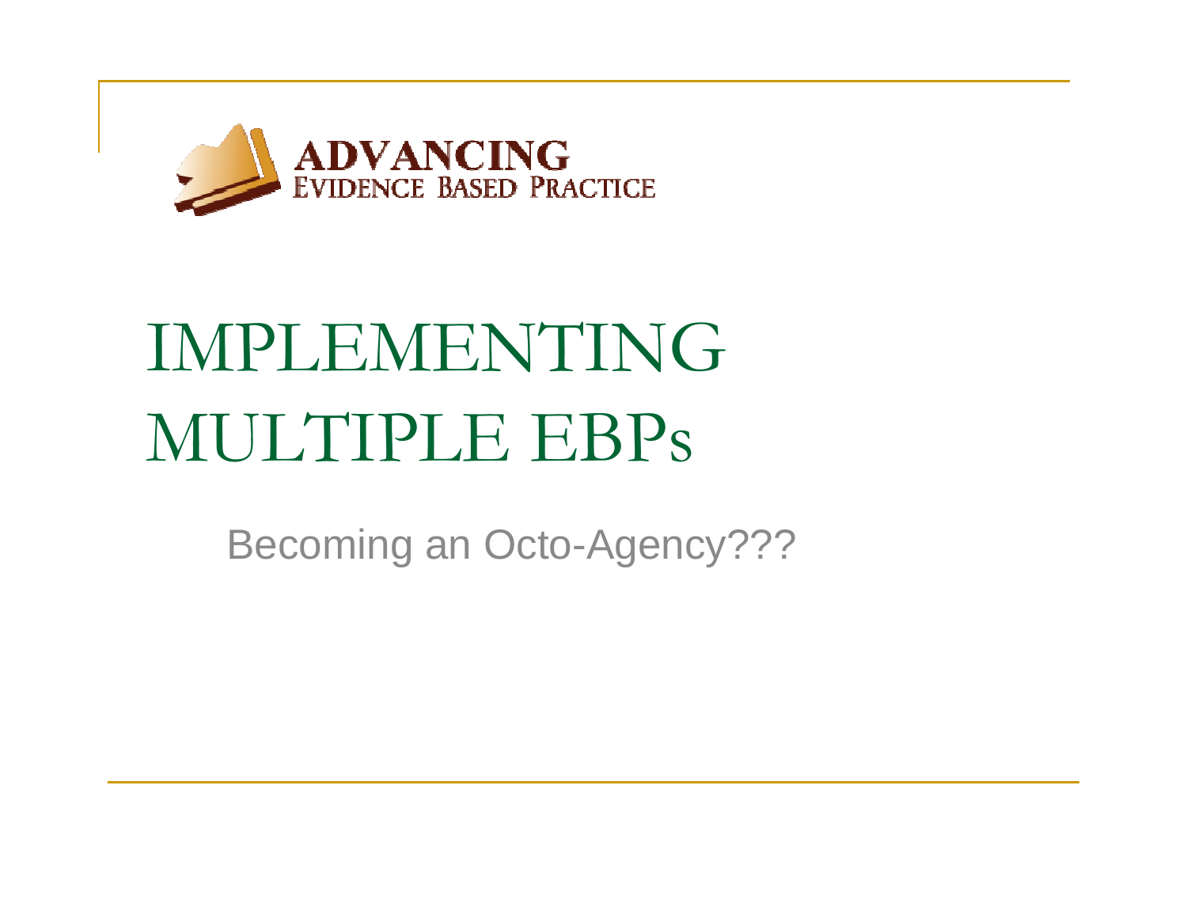ADVANCING
EVIDENCE BASED PRACTICE

# IMPLEMENTING MULTIPLE EBPs

Becoming an Octo-Agency???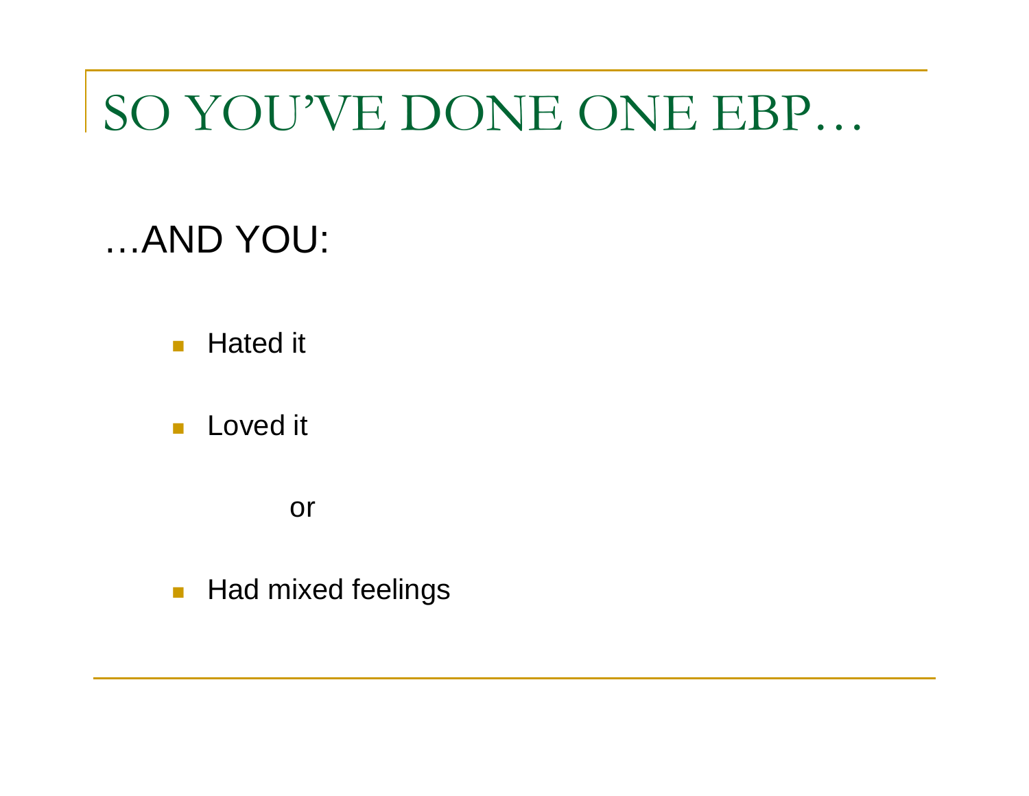# SO YOU'VE DONE ONE EBP…

…AND YOU:

- Hated it
- Loved it

or

- Had mixed feelings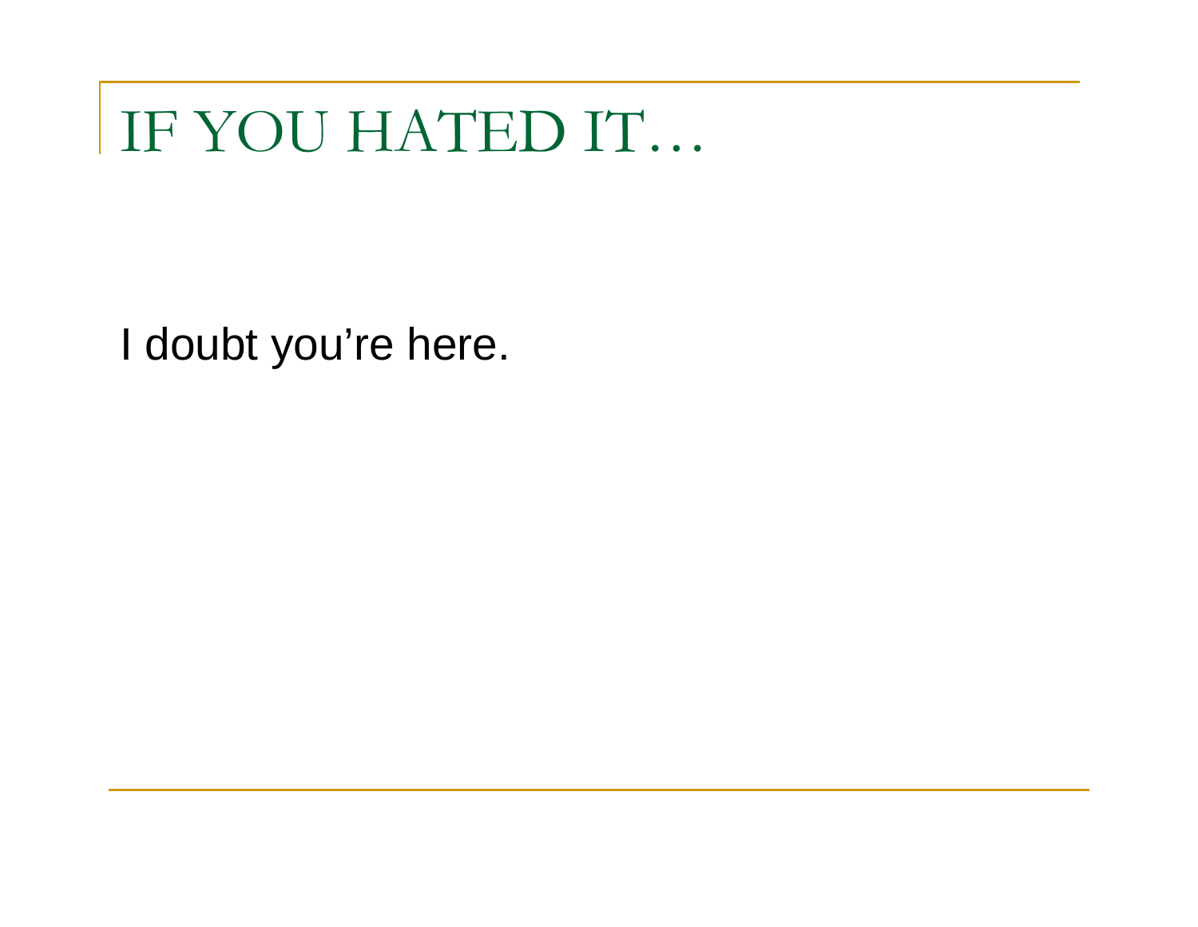# IF YOU HATED IT…

I doubt you’re here.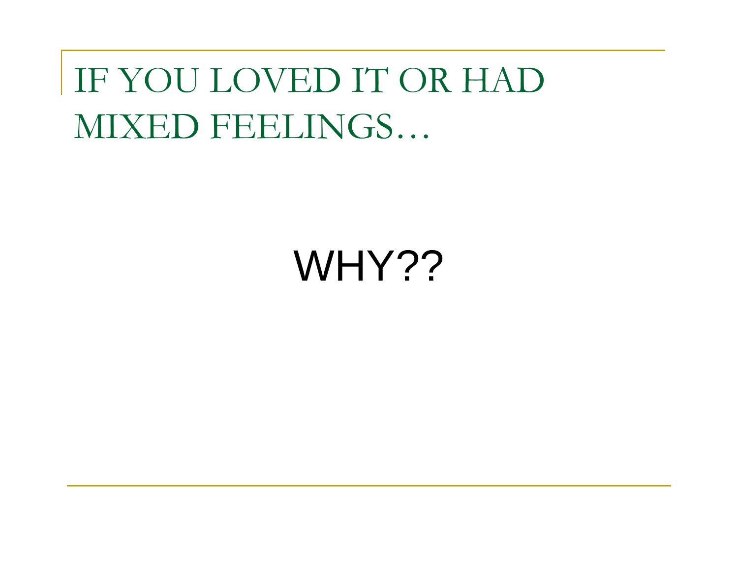# IF YOU LOVED IT OR HAD MIXED FEELINGS…

WHY??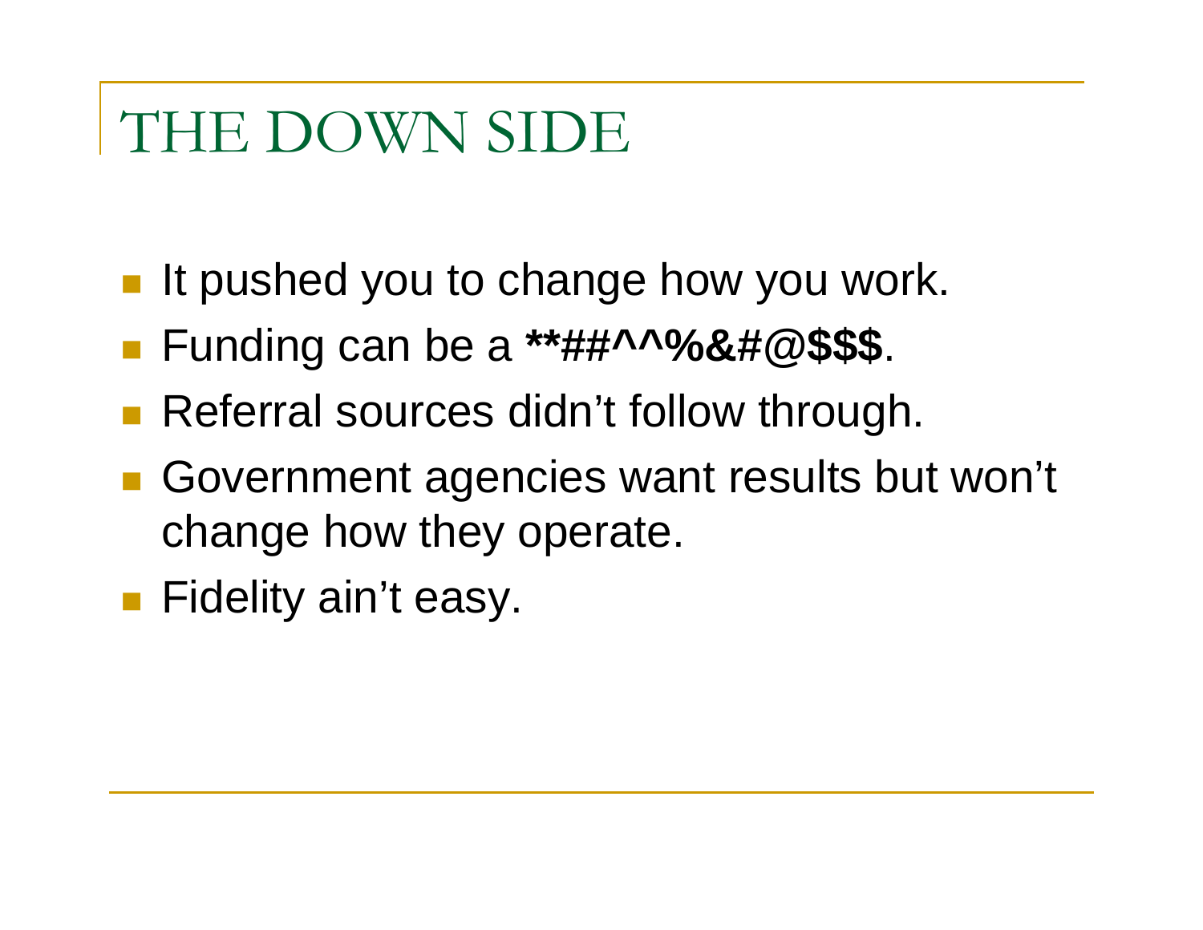# THE DOWN SIDE

- It pushed you to change how you work.
- Funding can be a **\*\*##^^%&#@$$$**.
- Referral sources didn't follow through.
- Government agencies want results but won't change how they operate.
- Fidelity ain't easy.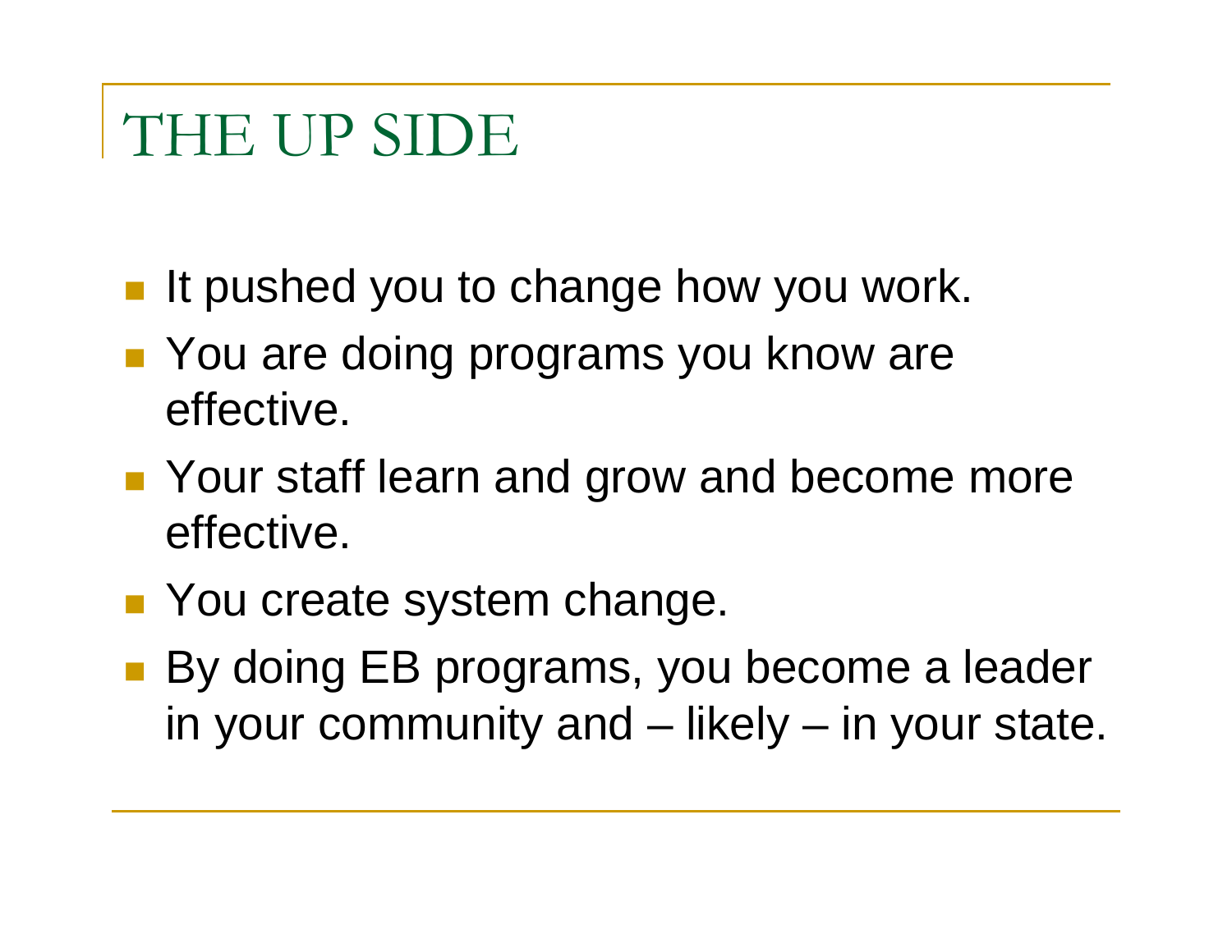# THE UP SIDE

- It pushed you to change how you work.
- You are doing programs you know are effective.
- Your staff learn and grow and become more effective.
- You create system change.
- By doing EB programs, you become a leader in your community and – likely – in your state.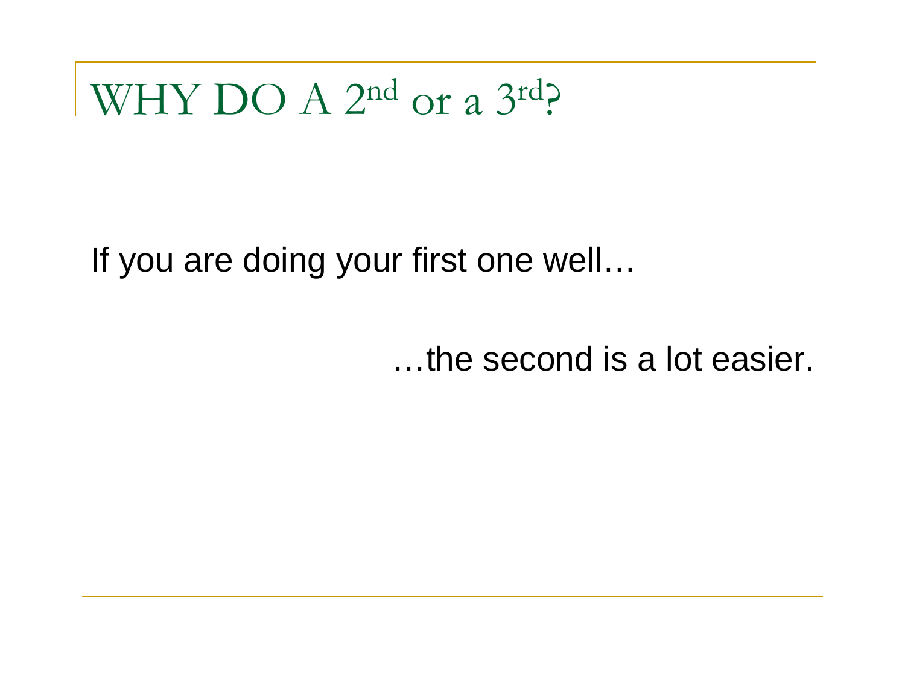# WHY DO A 2$^{nd}$ or a 3$^{rd}$?

If you are doing your first one well…

…the second is a lot easier.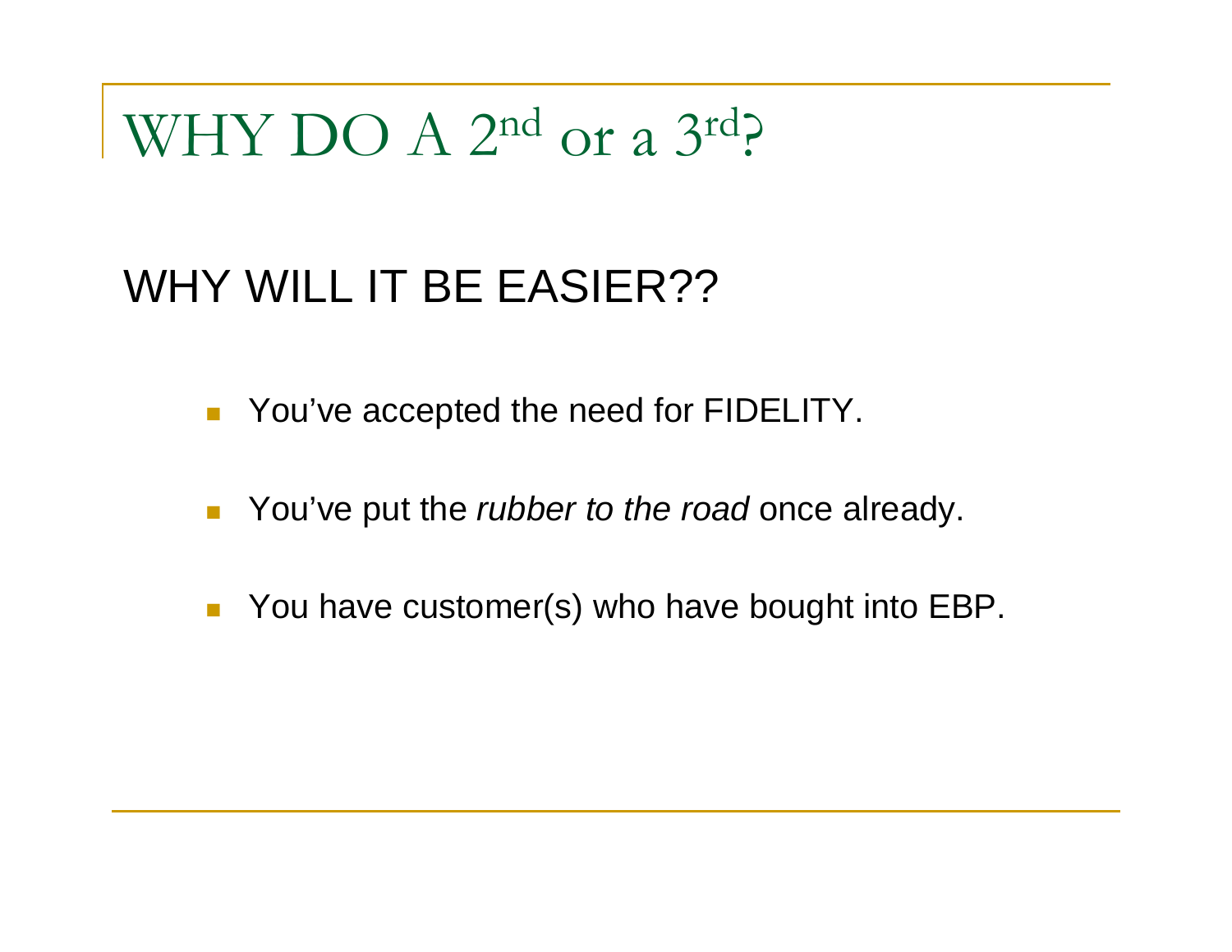# WHY DO A 2nd or a 3rd?

## WHY WILL IT BE EASIER??

- You've accepted the need for FIDELITY.
- You've put the *rubber to the road* once already.
- You have customer(s) who have bought into EBP.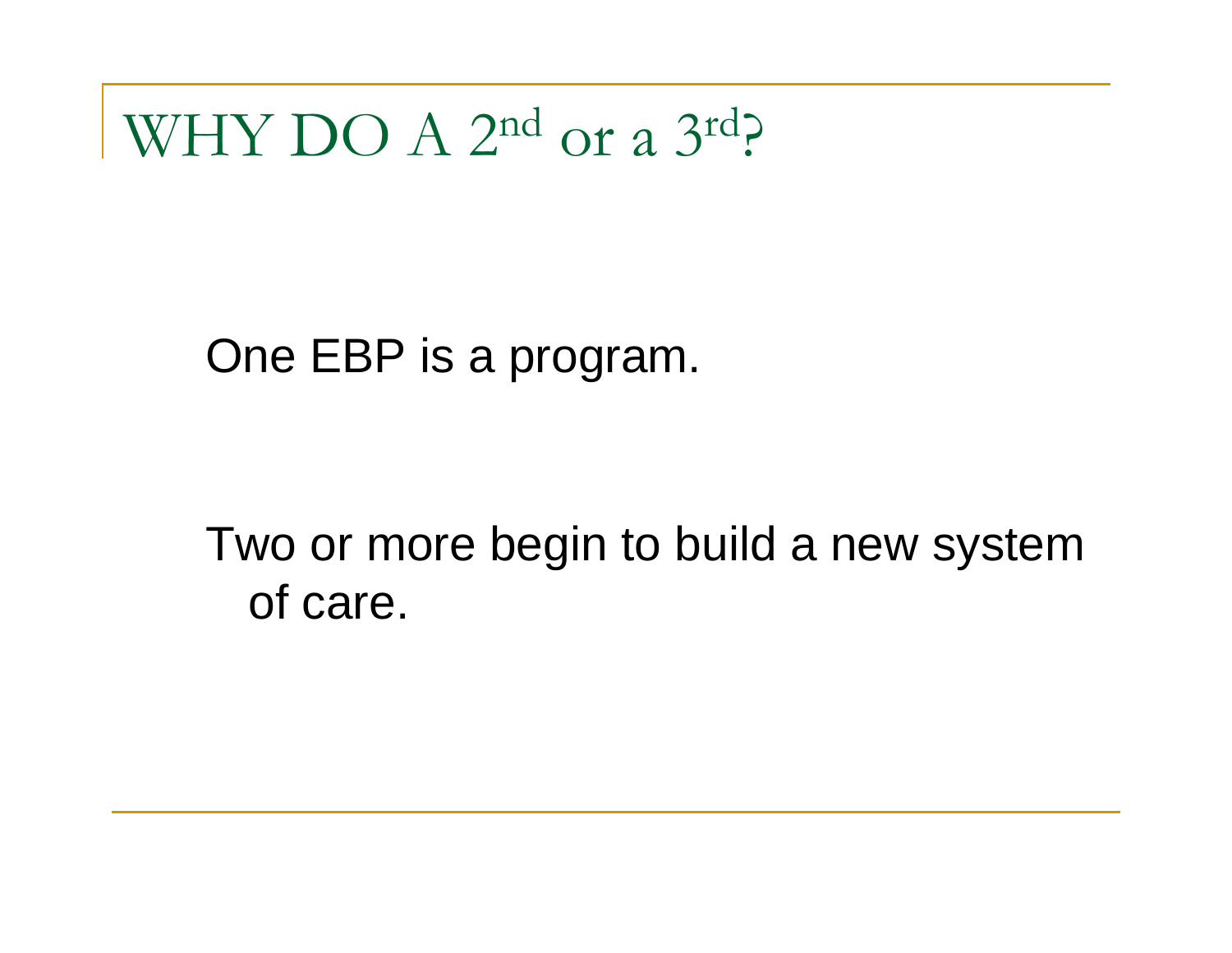# WHY DO A 2nd or a 3rd?

One EBP is a program.

Two or more begin to build a new system of care.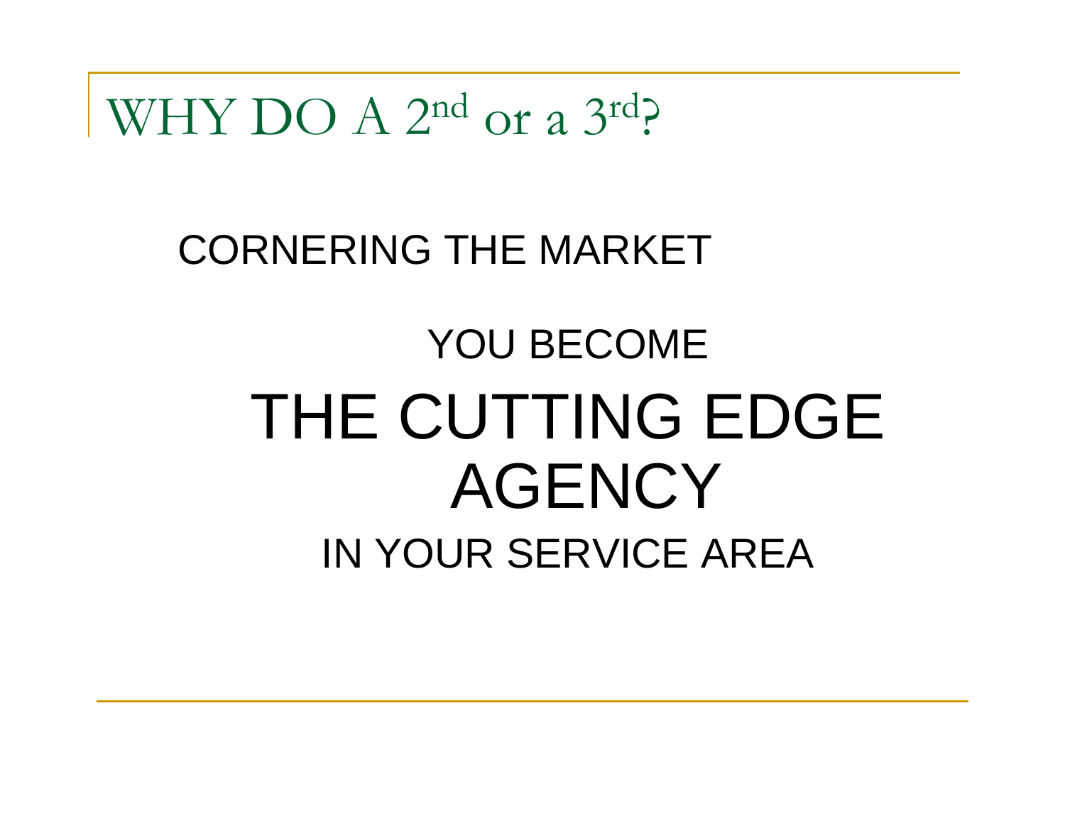# WHY DO A 2nd or a 3rd?

CORNERING THE MARKET

YOU BECOME

THE CUTTING EDGE AGENCY

IN YOUR SERVICE AREA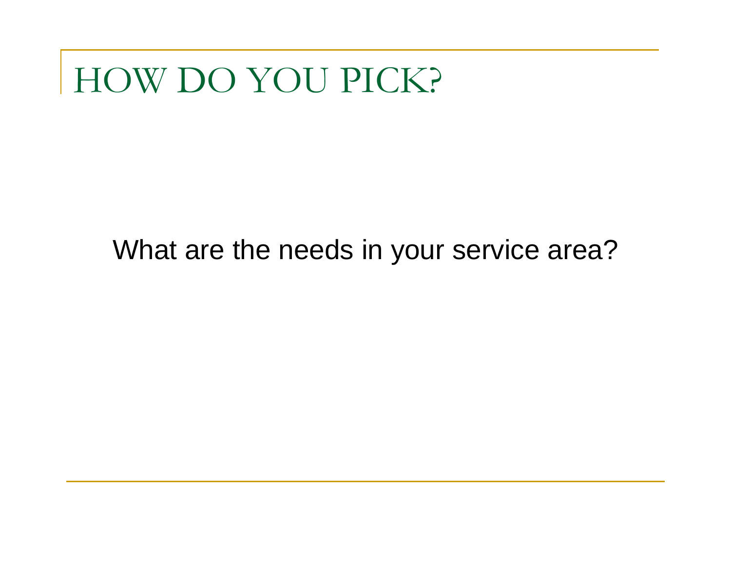# HOW DO YOU PICK?

What are the needs in your service area?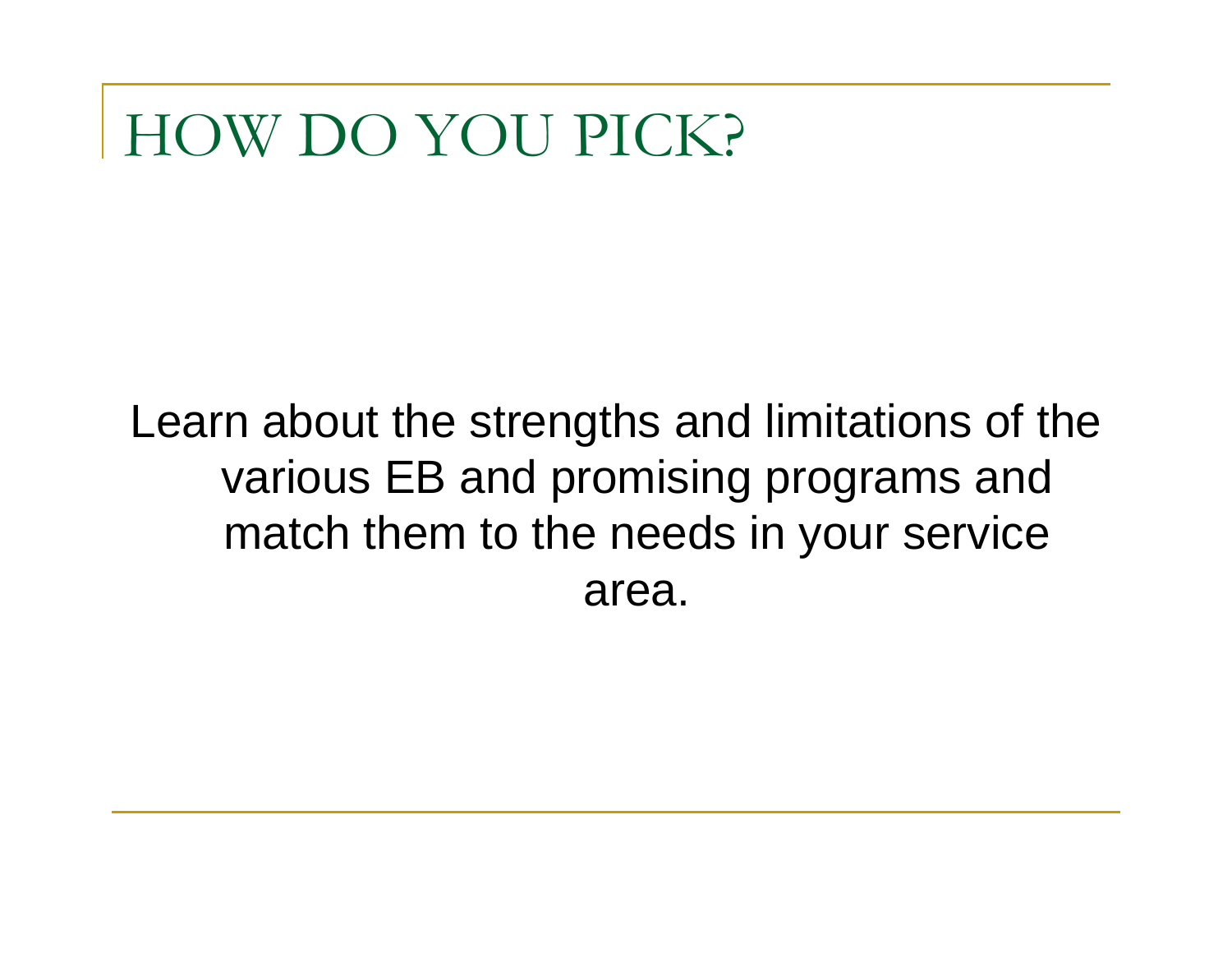# HOW DO YOU PICK?

Learn about the strengths and limitations of the various EB and promising programs and match them to the needs in your service area.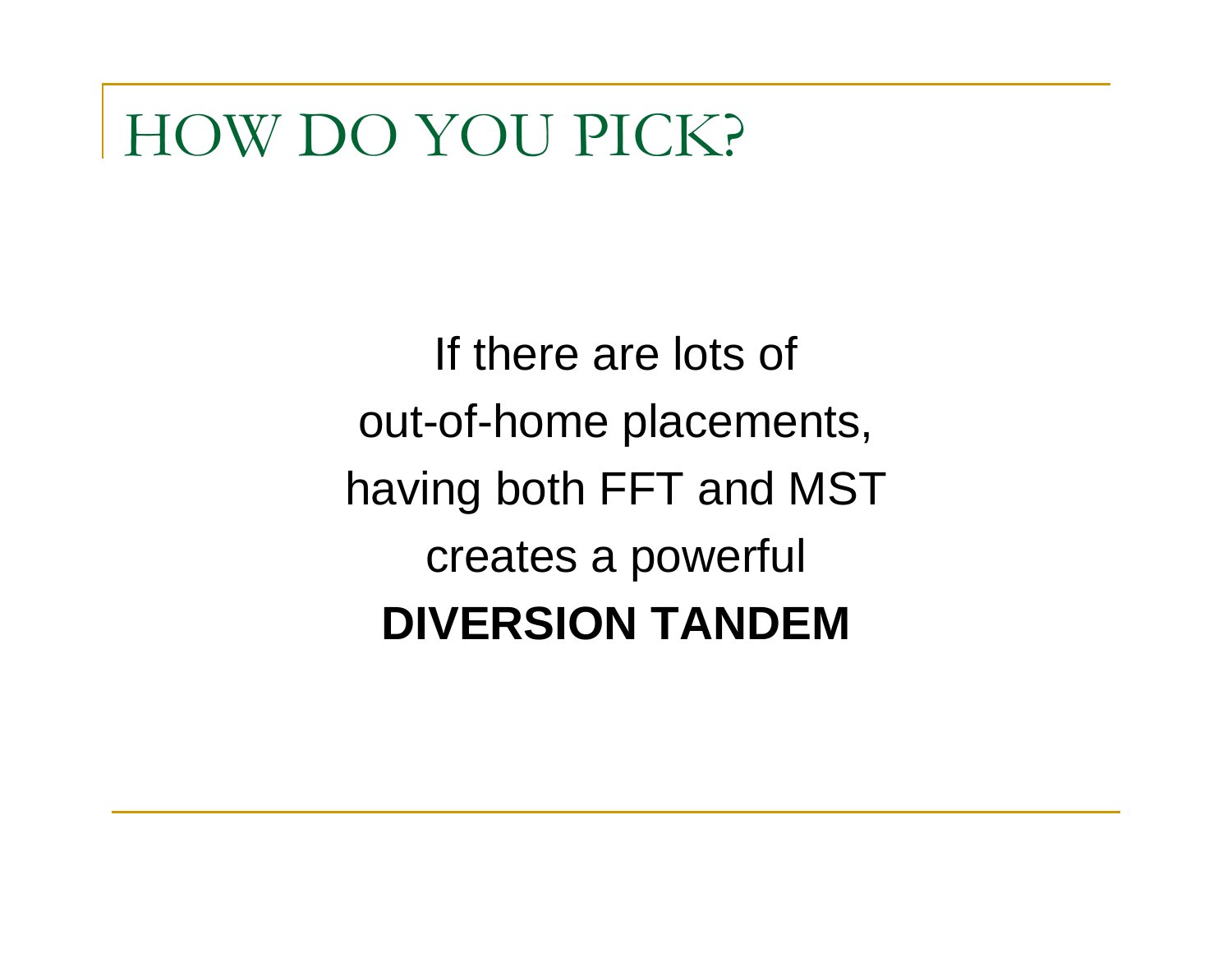# HOW DO YOU PICK?

If there are lots of
out-of-home placements,
having both FFT and MST
creates a powerful
**DIVERSION TANDEM**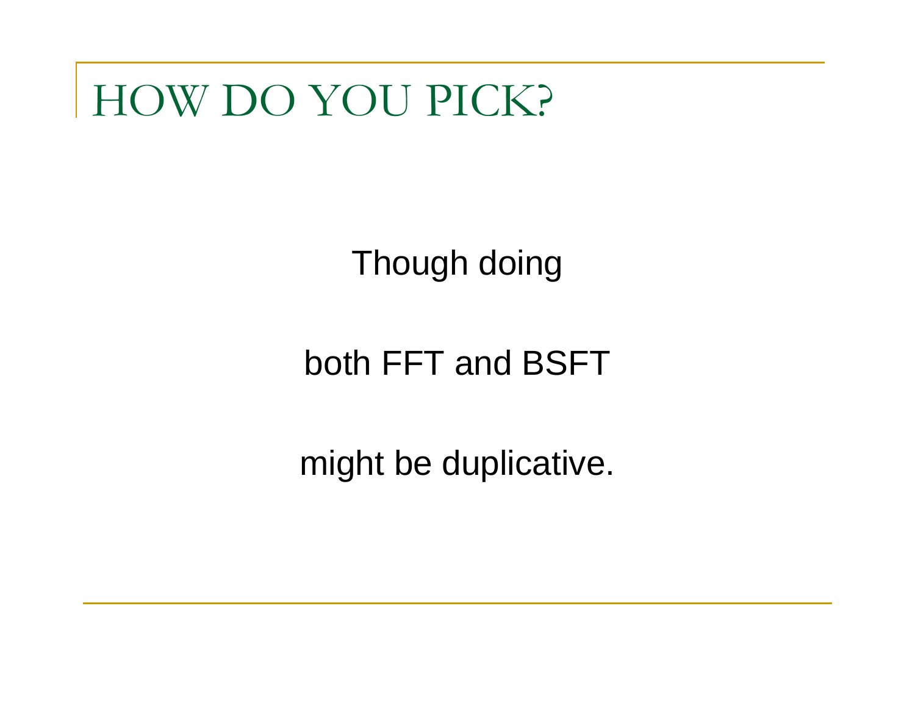# HOW DO YOU PICK?

Though doing

both FFT and BSFT

might be duplicative.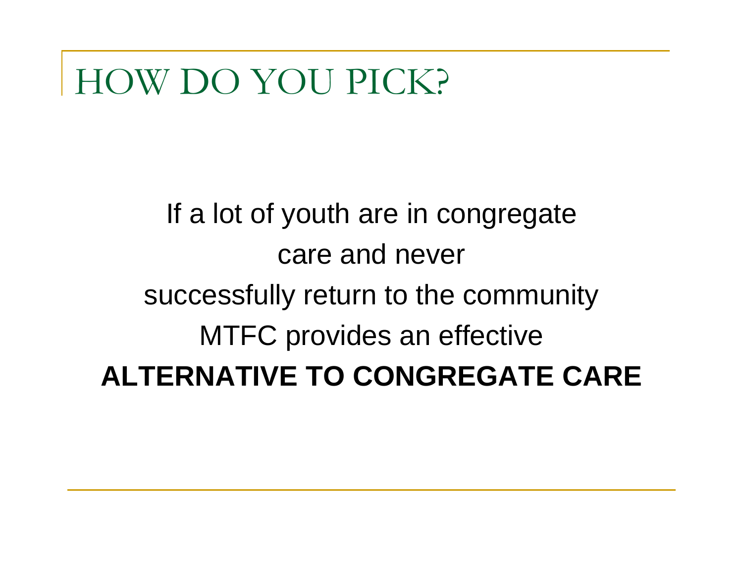# HOW DO YOU PICK?

If a lot of youth are in congregate care and never successfully return to the community MTFC provides an effective **ALTERNATIVE TO CONGREGATE CARE**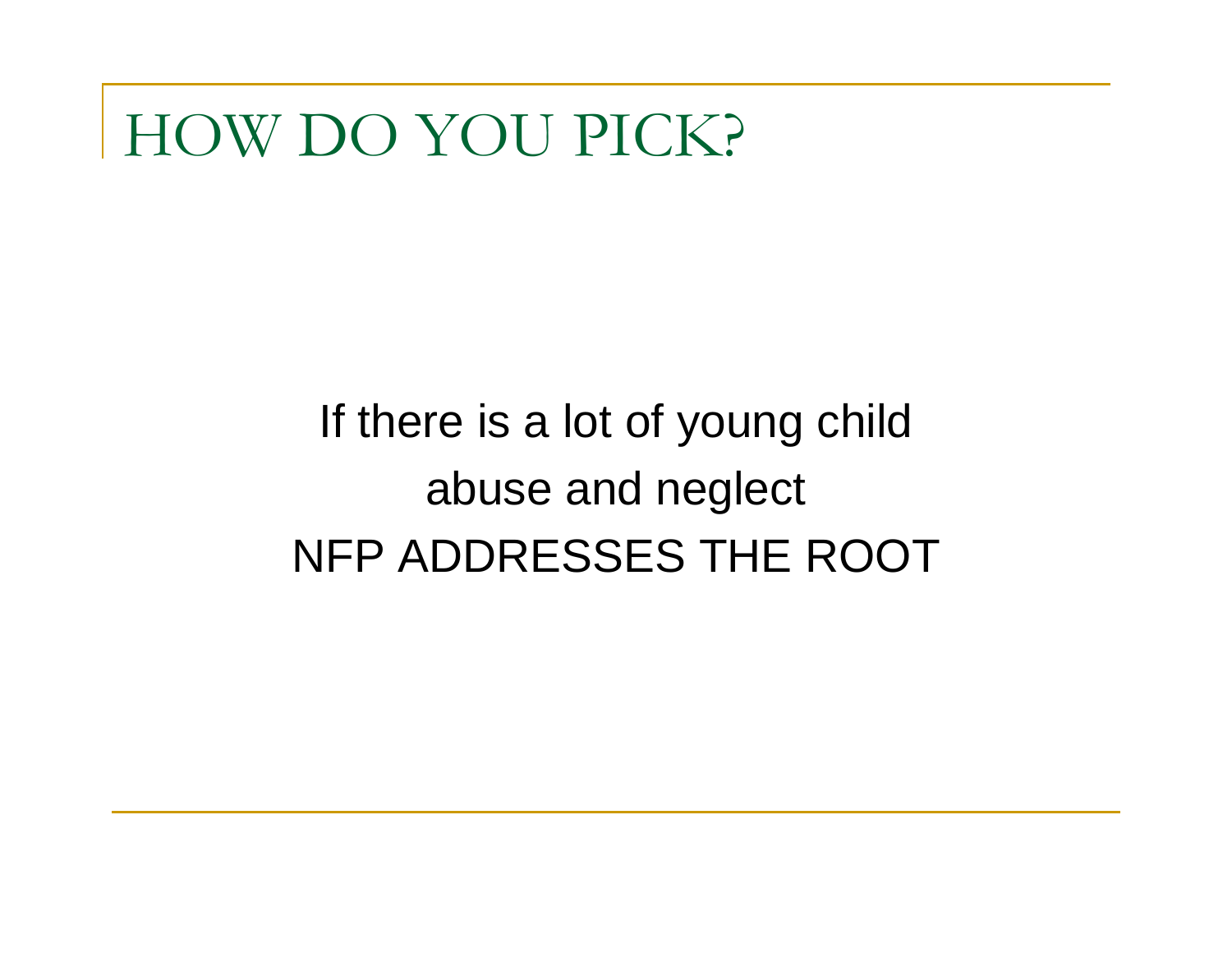# HOW DO YOU PICK?

If there is a lot of young child abuse and neglect
NFP ADDRESSES THE ROOT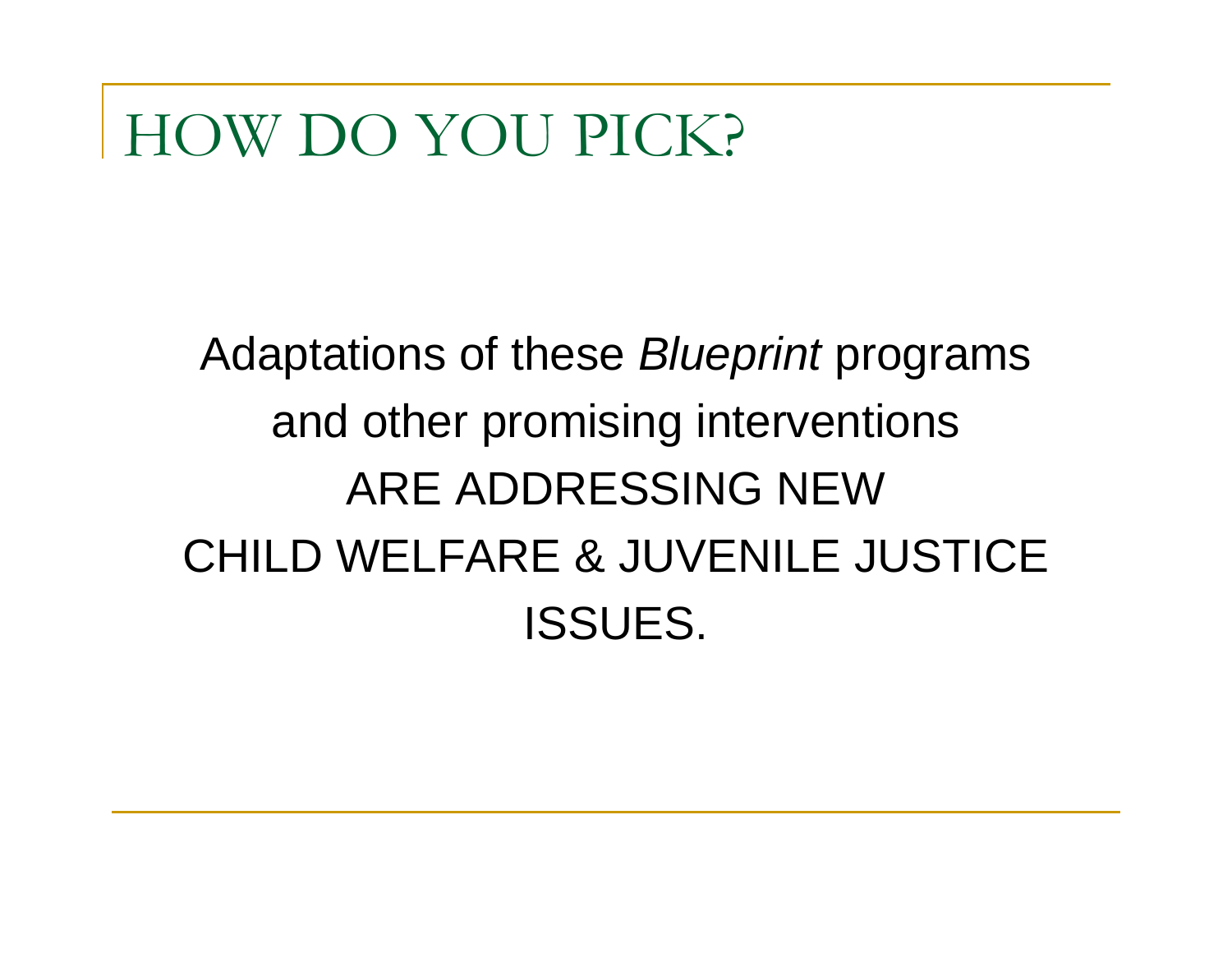# HOW DO YOU PICK?

Adaptations of these *Blueprint* programs and other promising interventions ARE ADDRESSING NEW CHILD WELFARE & JUVENILE JUSTICE ISSUES.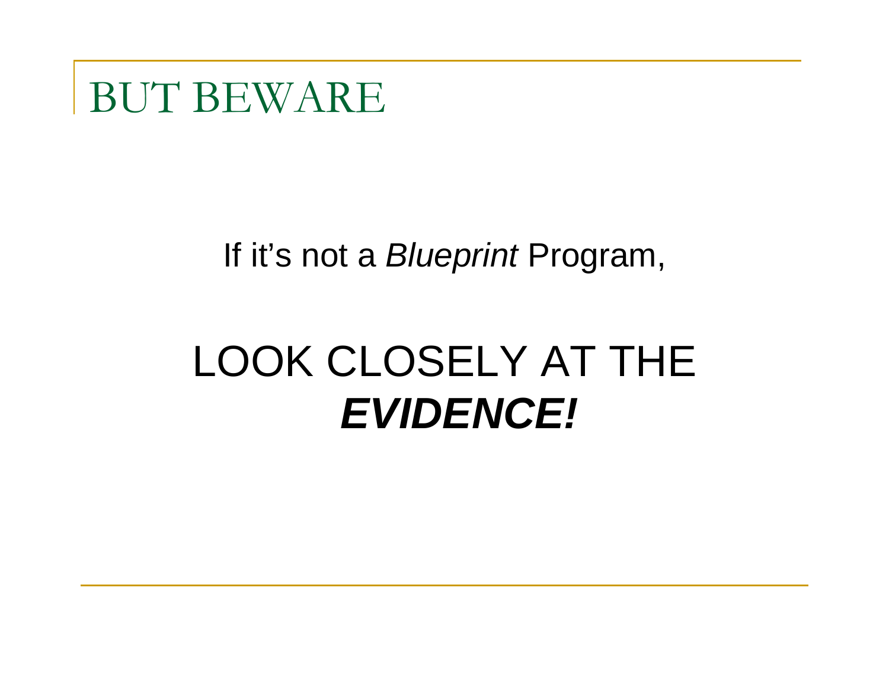# BUT BEWARE

If it's not a *Blueprint* Program,

LOOK CLOSELY AT THE ***EVIDENCE!***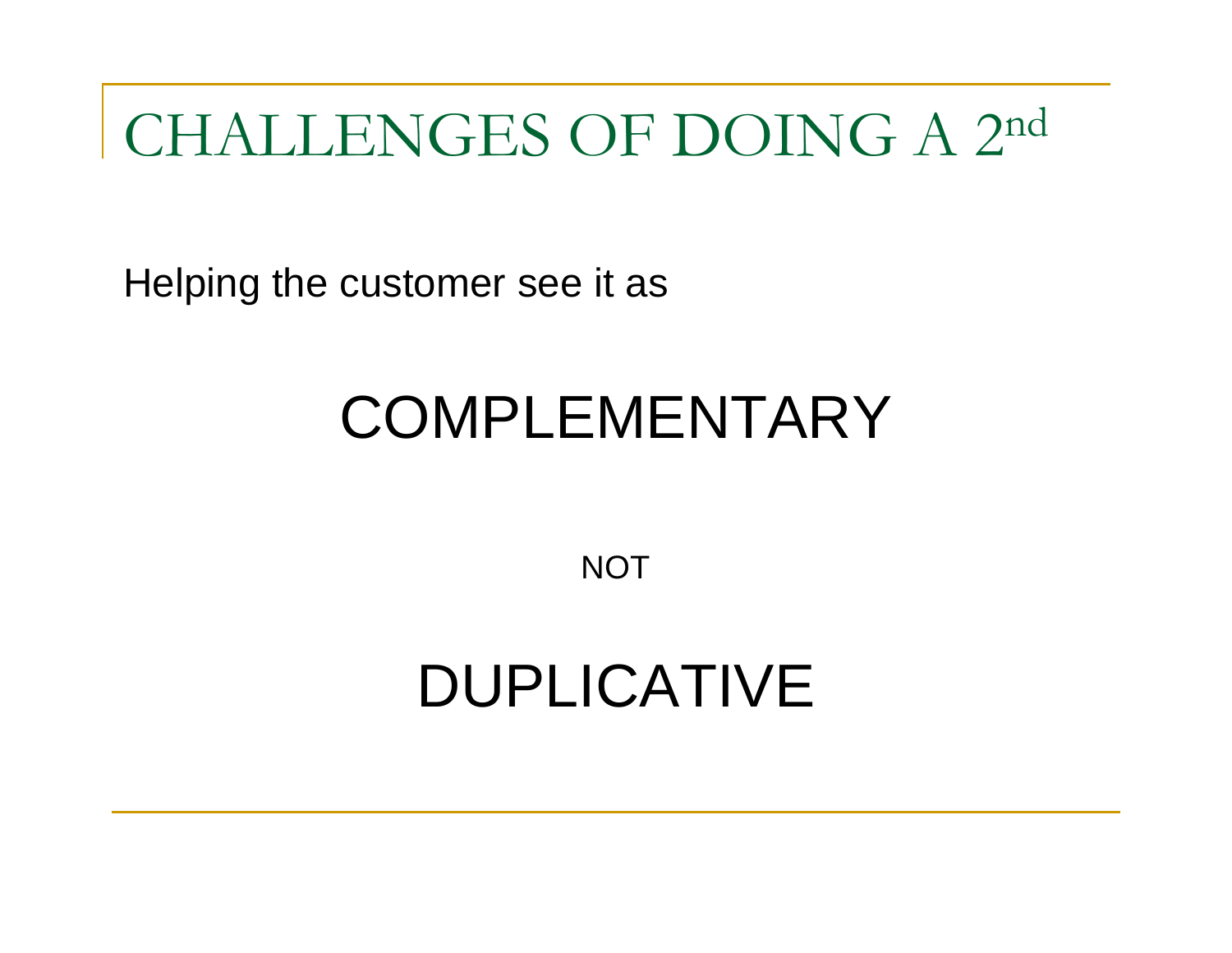# CHALLENGES OF DOING A 2nd

Helping the customer see it as

COMPLEMENTARY

NOT

DUPLICATIVE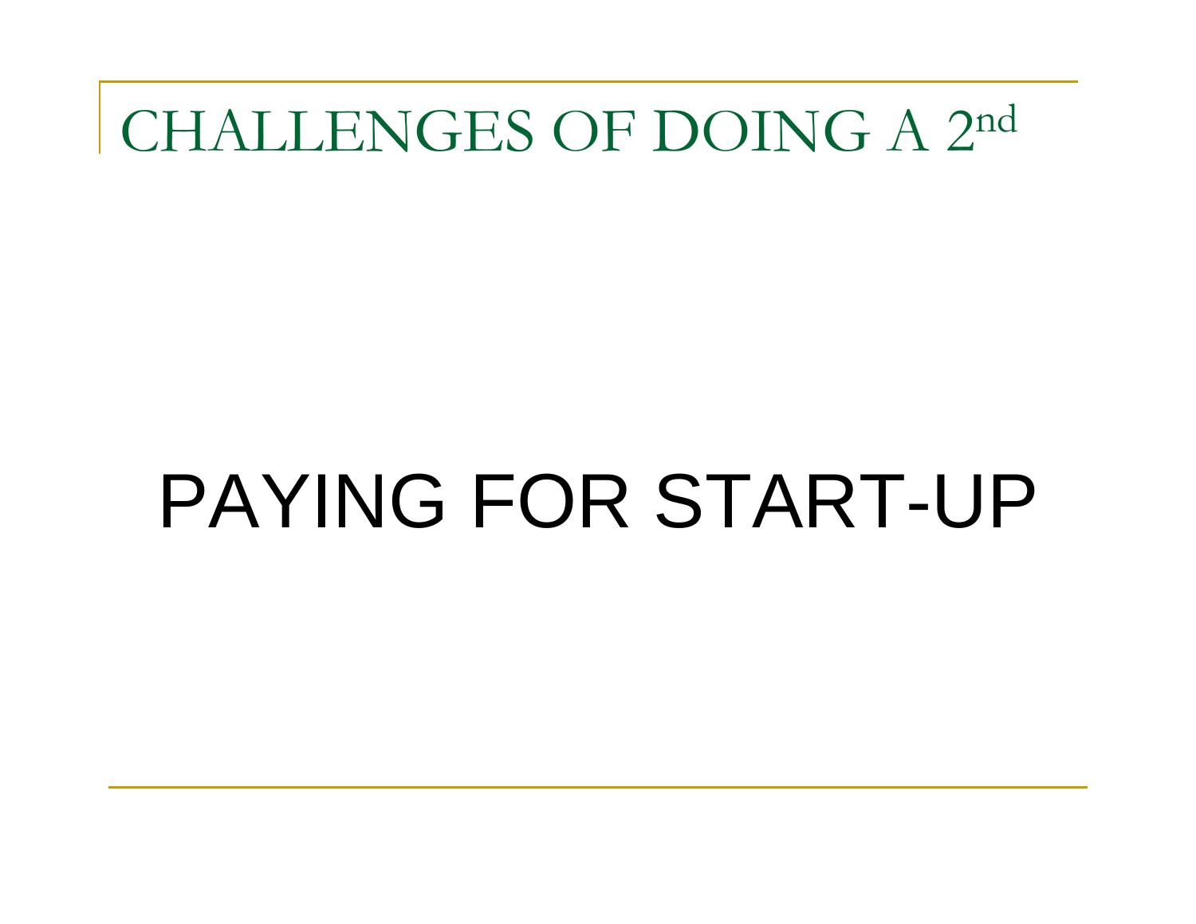# CHALLENGES OF DOING A 2$^{nd}$

PAYING FOR START-UP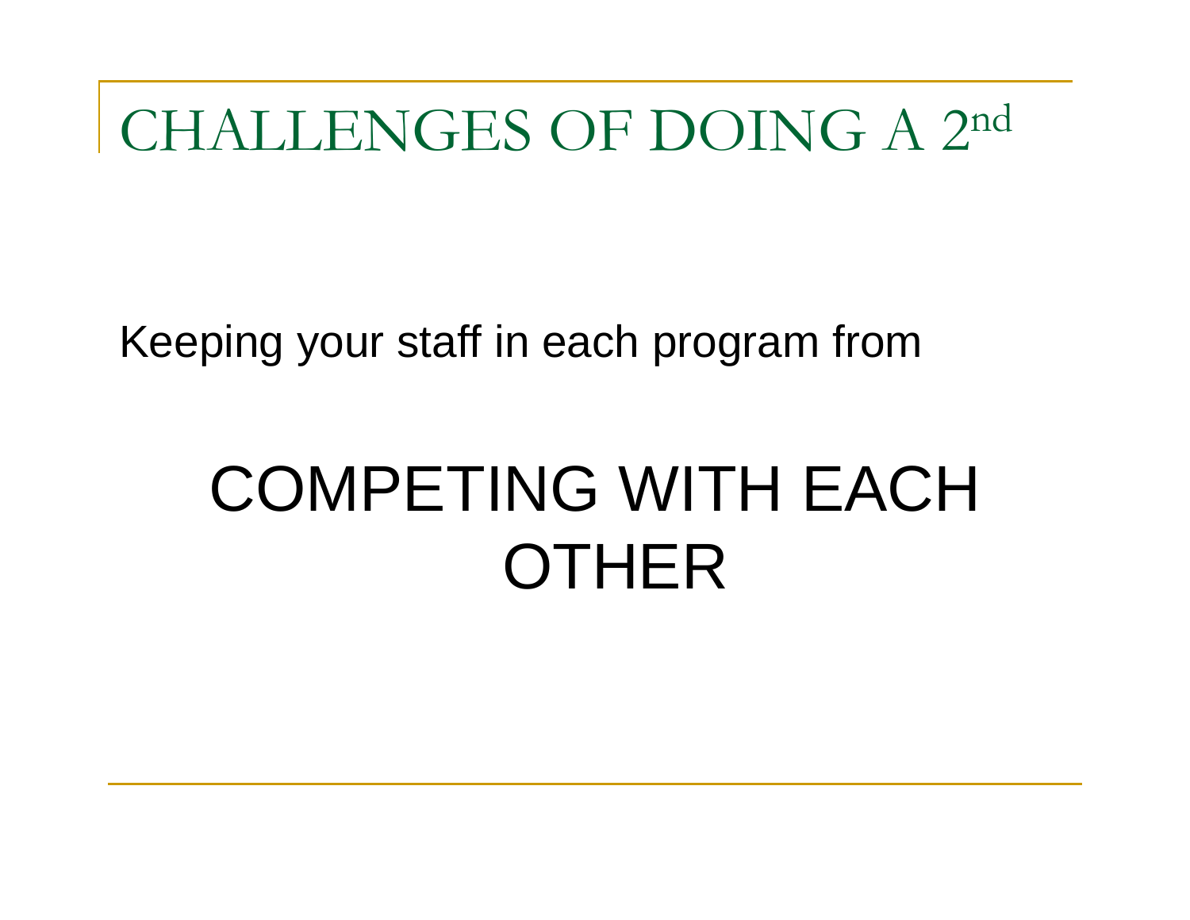# CHALLENGES OF DOING A 2nd

Keeping your staff in each program from

## COMPETING WITH EACH OTHER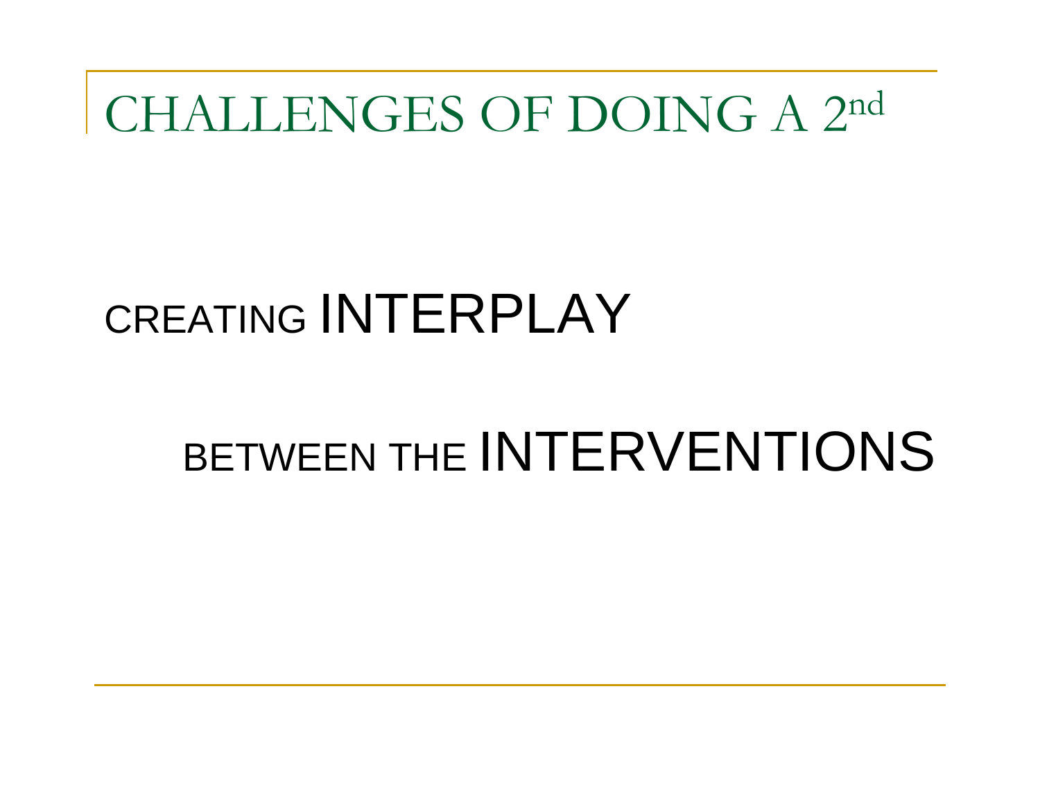# CHALLENGES OF DOING A 2nd

CREATING INTERPLAY

BETWEEN THE INTERVENTIONS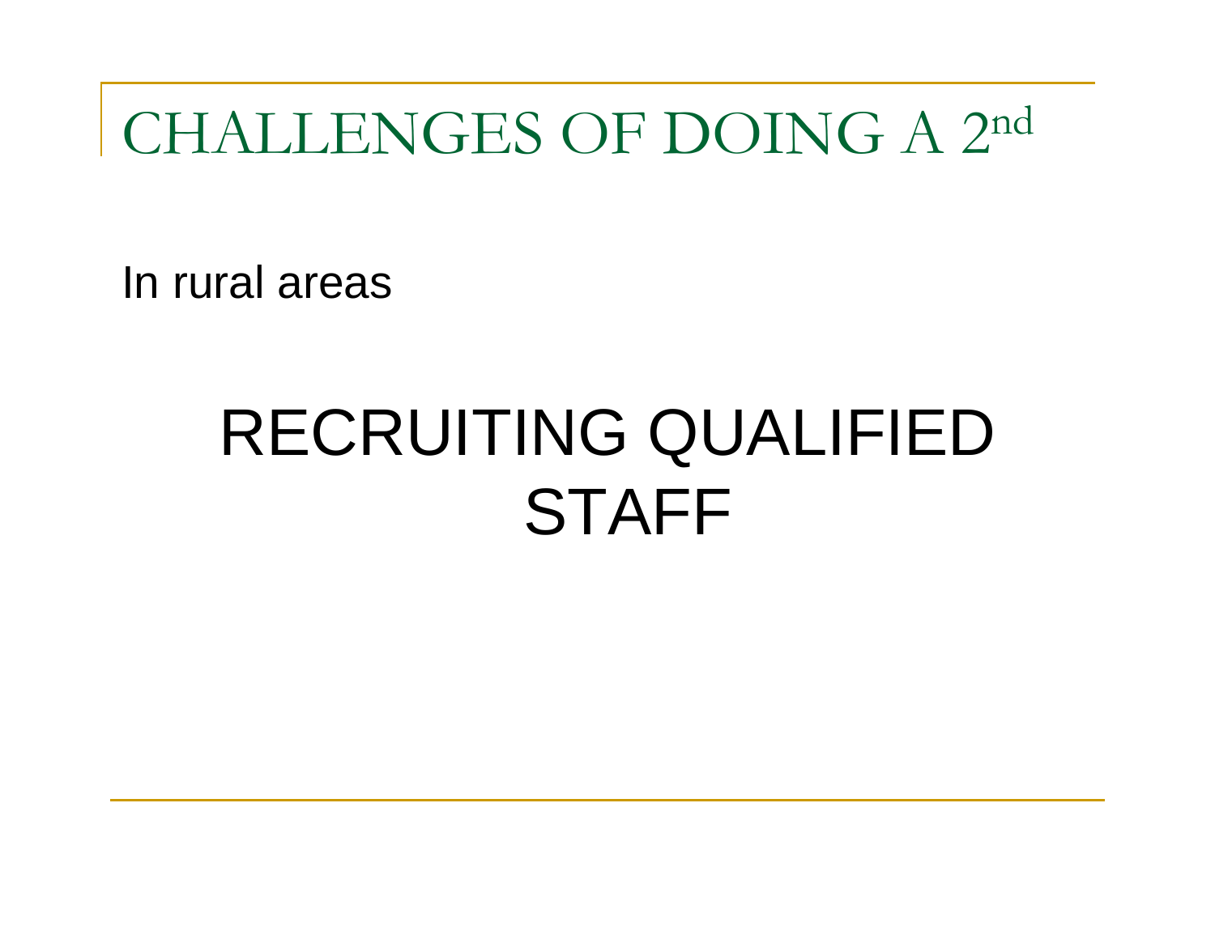# CHALLENGES OF DOING A 2nd

In rural areas

## RECRUITING QUALIFIED STAFF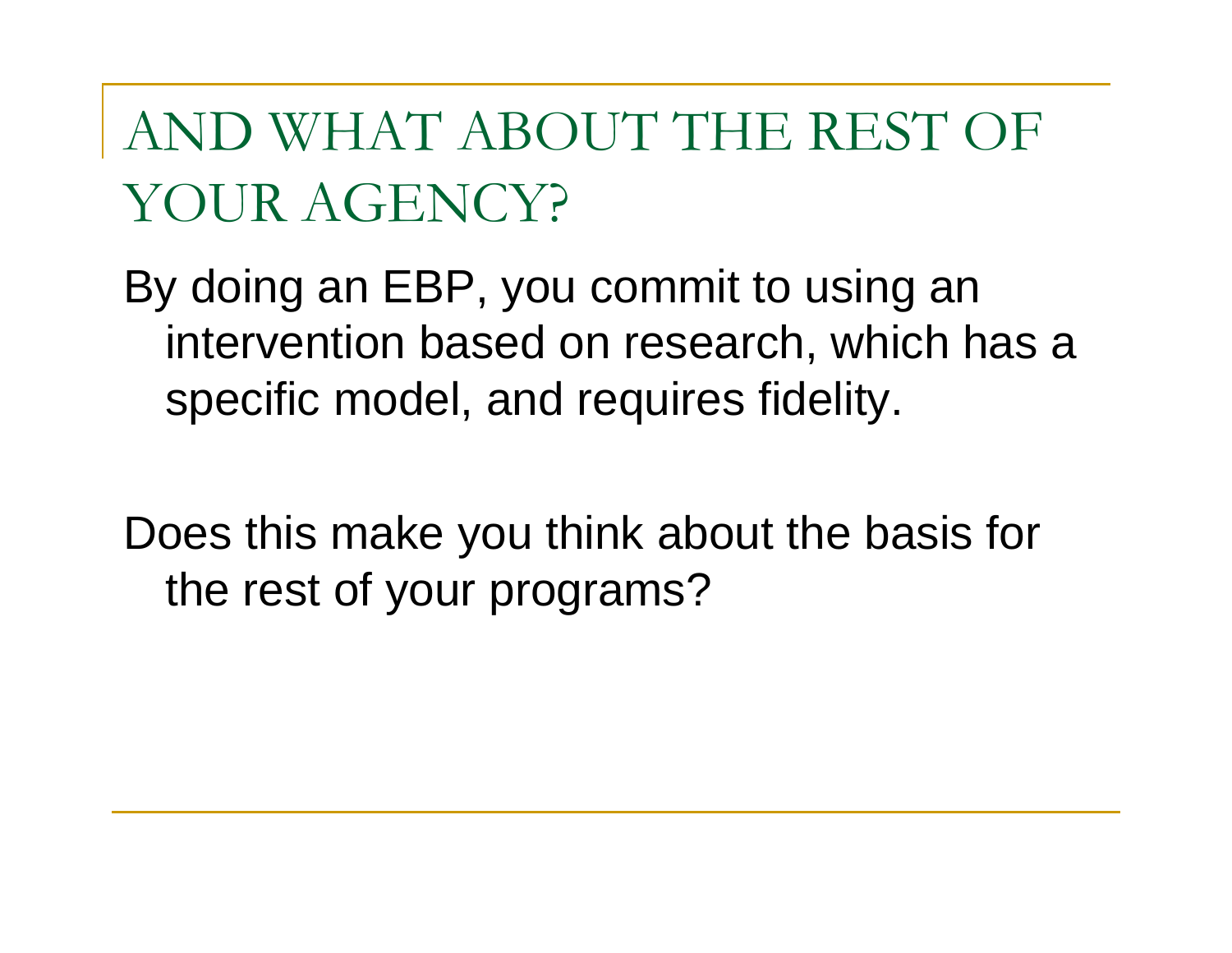# AND WHAT ABOUT THE REST OF YOUR AGENCY?

By doing an EBP, you commit to using an intervention based on research, which has a specific model, and requires fidelity.

Does this make you think about the basis for the rest of your programs?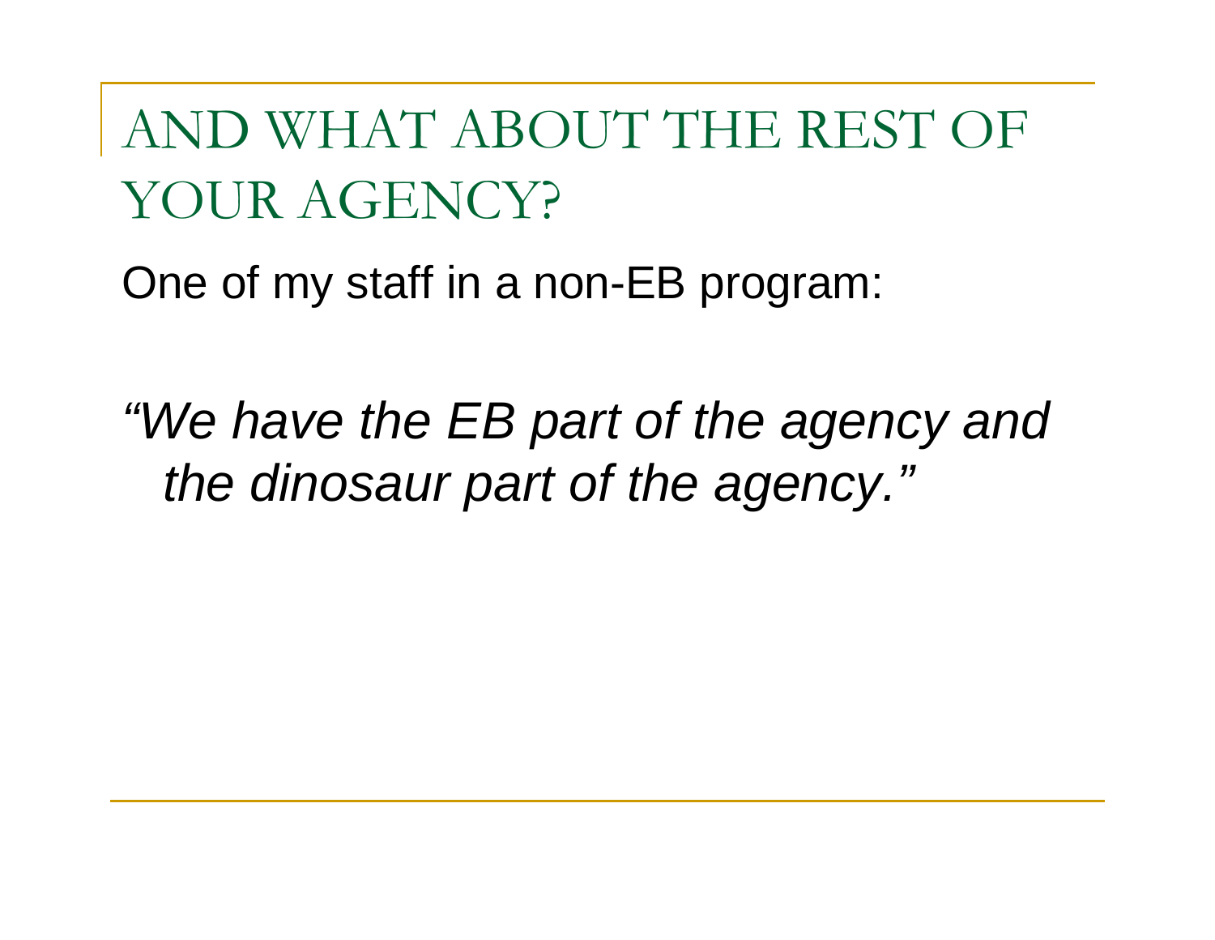# AND WHAT ABOUT THE REST OF YOUR AGENCY?

One of my staff in a non-EB program:

*"We have the EB part of the agency and the dinosaur part of the agency."*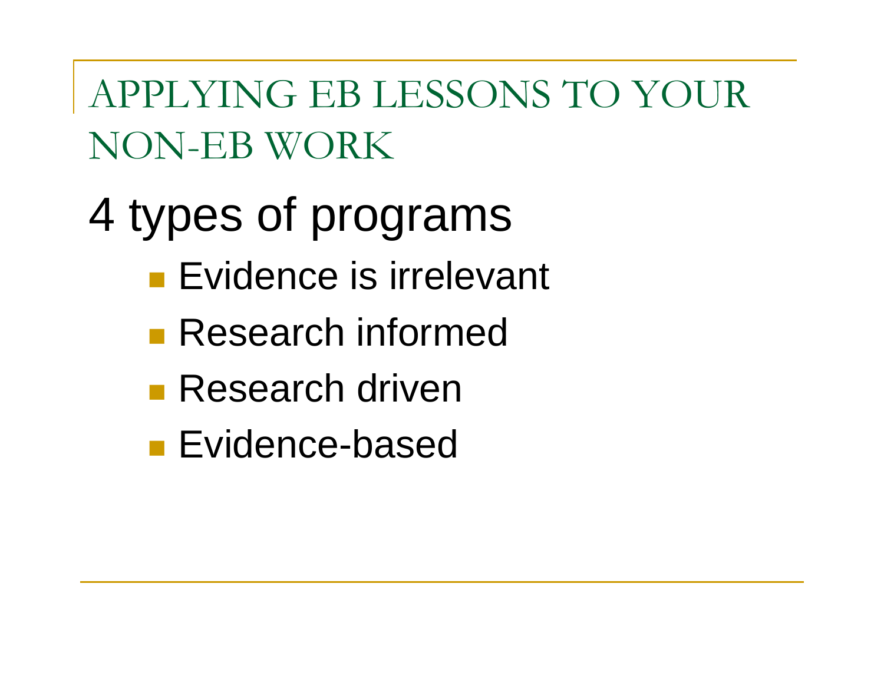# APPLYING EB LESSONS TO YOUR NON-EB WORK

## 4 types of programs

- Evidence is irrelevant
- Research informed
- Research driven
- Evidence-based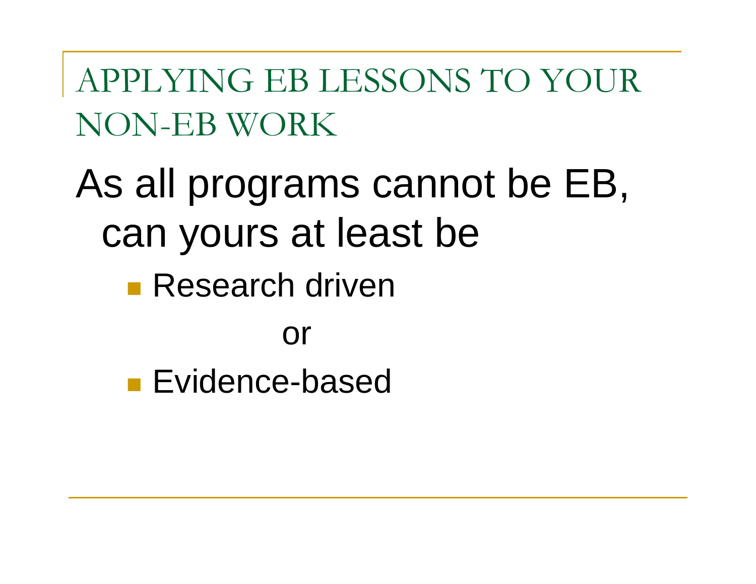# APPLYING EB LESSONS TO YOUR NON-EB WORK

As all programs cannot be EB, can yours at least be

- Research driven

or

- Evidence-based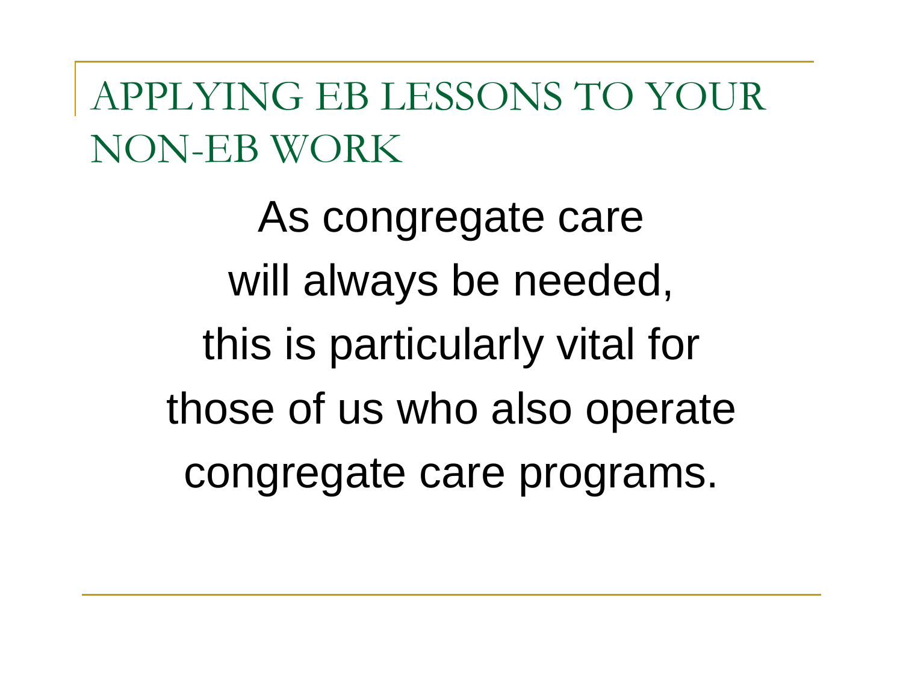# APPLYING EB LESSONS TO YOUR NON-EB WORK

As congregate care
will always be needed,
this is particularly vital for
those of us who also operate
congregate care programs.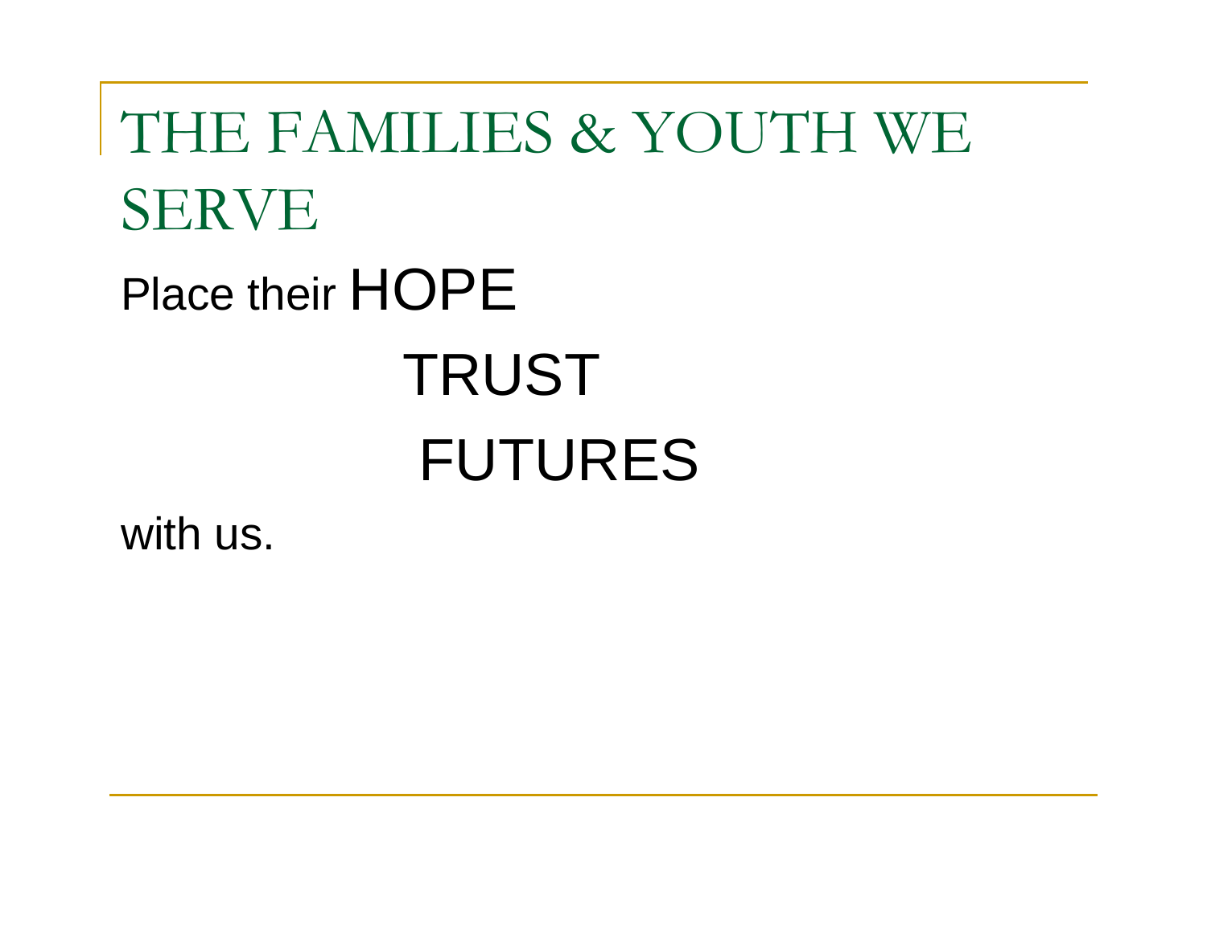# THE FAMILIES & YOUTH WE SERVE

Place their HOPE

TRUST

FUTURES

with us.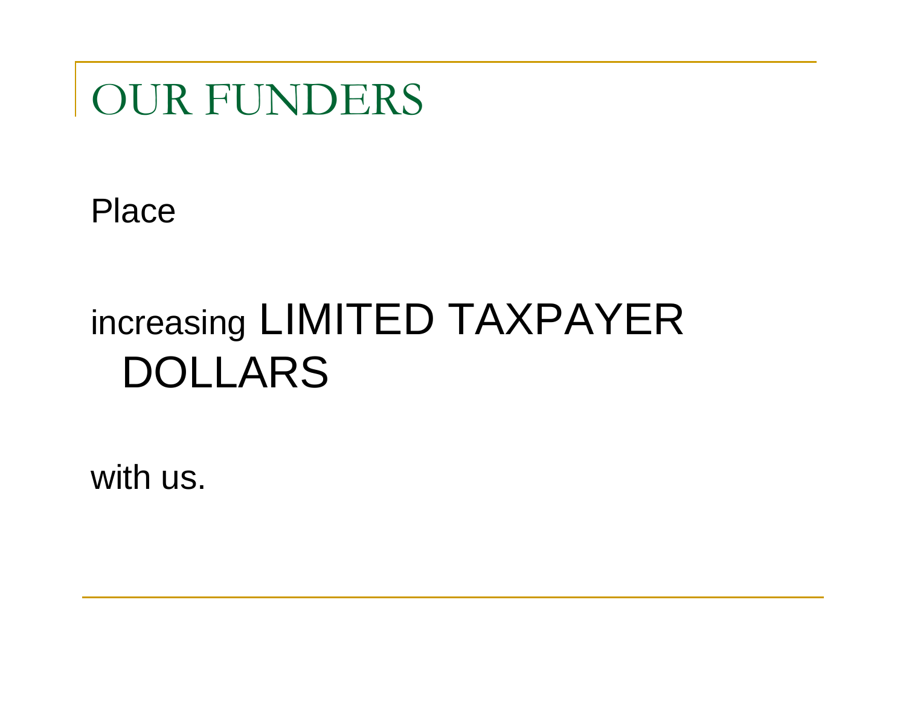# OUR FUNDERS

Place

increasing LIMITED TAXPAYER DOLLARS

with us.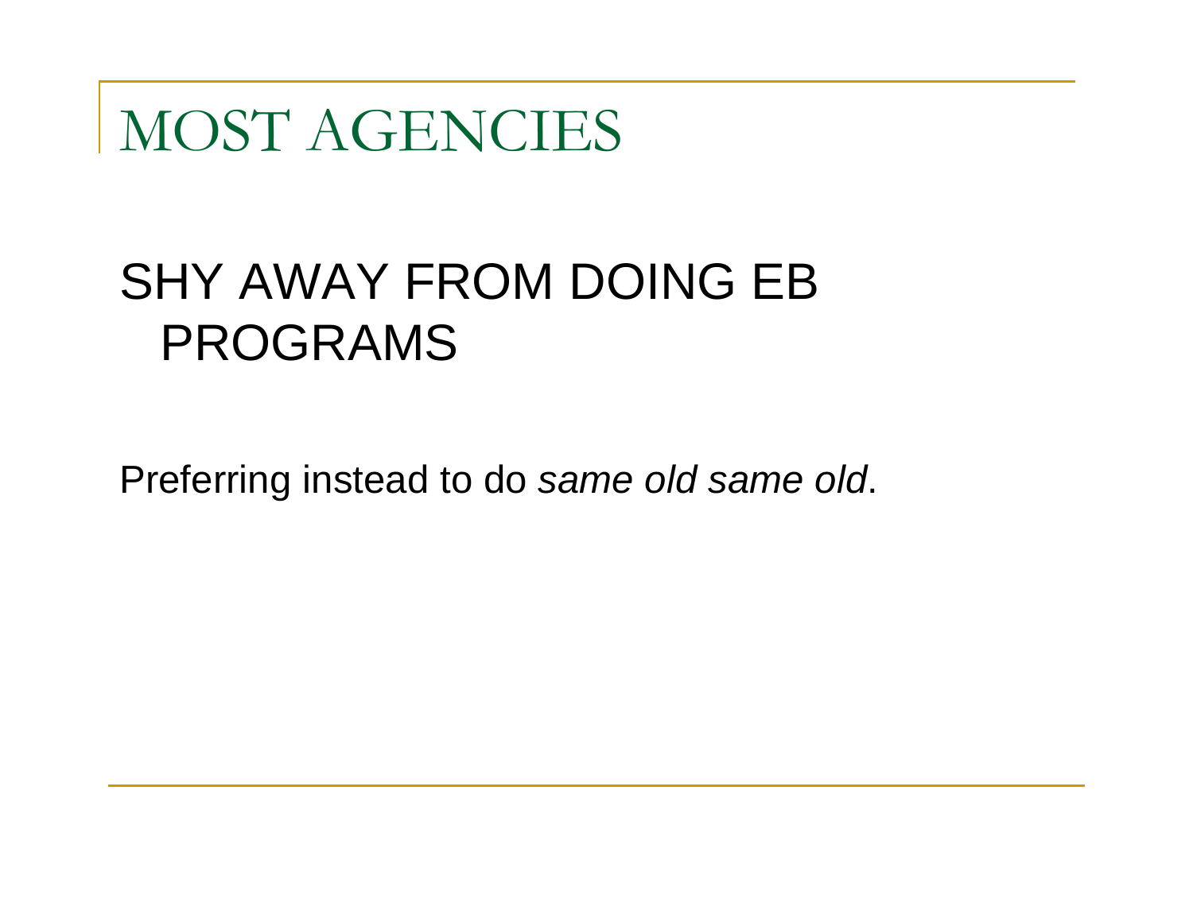# MOST AGENCIES

SHY AWAY FROM DOING EB PROGRAMS

Preferring instead to do *same old same old*.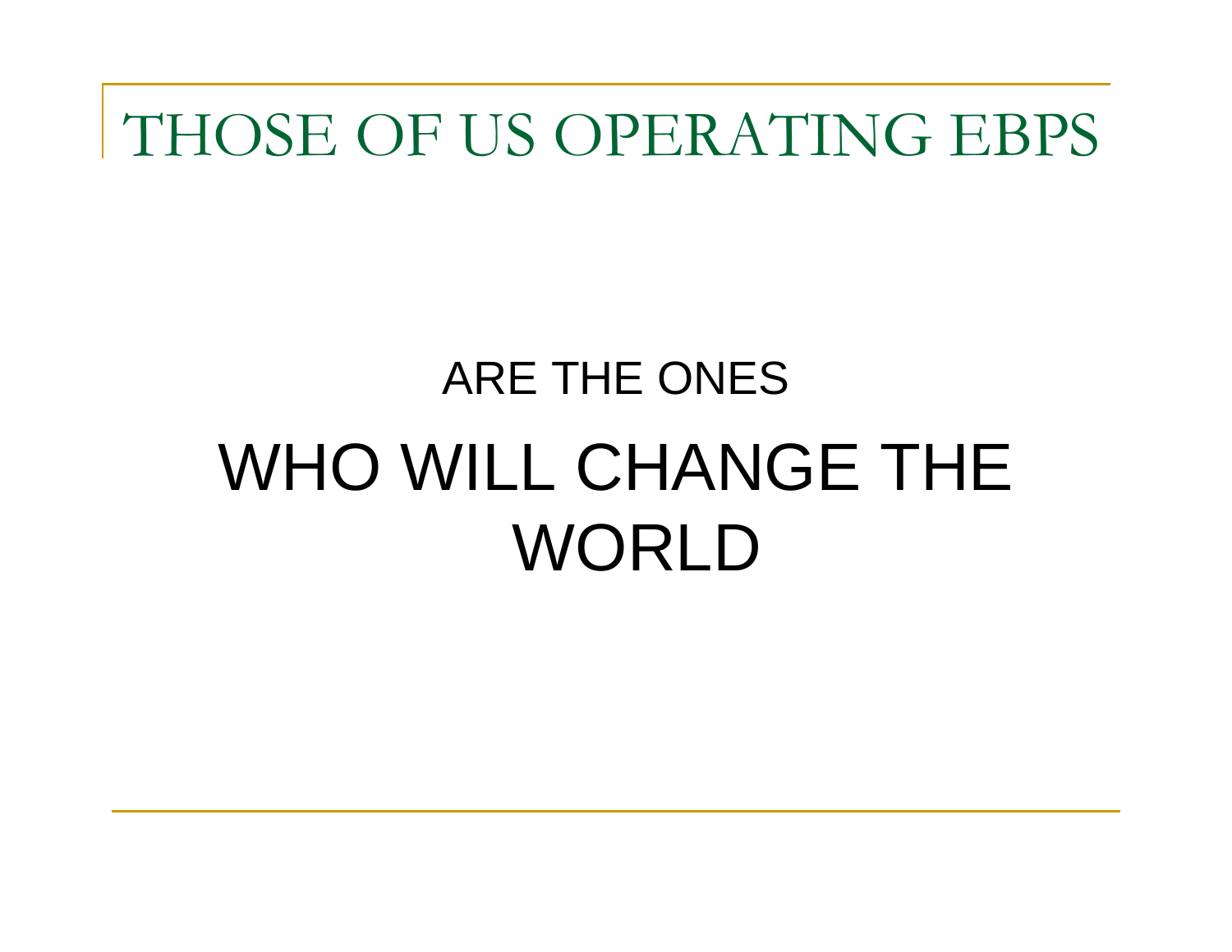# THOSE OF US OPERATING EBPS

ARE THE ONES

WHO WILL CHANGE THE WORLD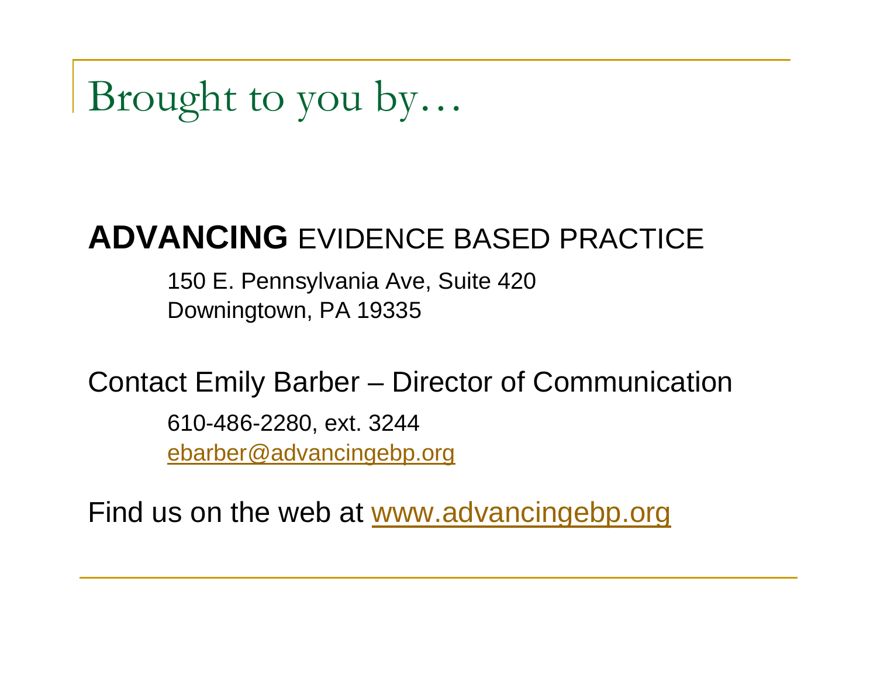# Brought to you by…

**ADVANCING** EVIDENCE BASED PRACTICE

150 E. Pennsylvania Ave, Suite 420
Downingtown, PA 19335

Contact Emily Barber – Director of Communication

610-486-2280, ext. 3244
ebarber@advancingebp.org

Find us on the web at www.advancingebp.org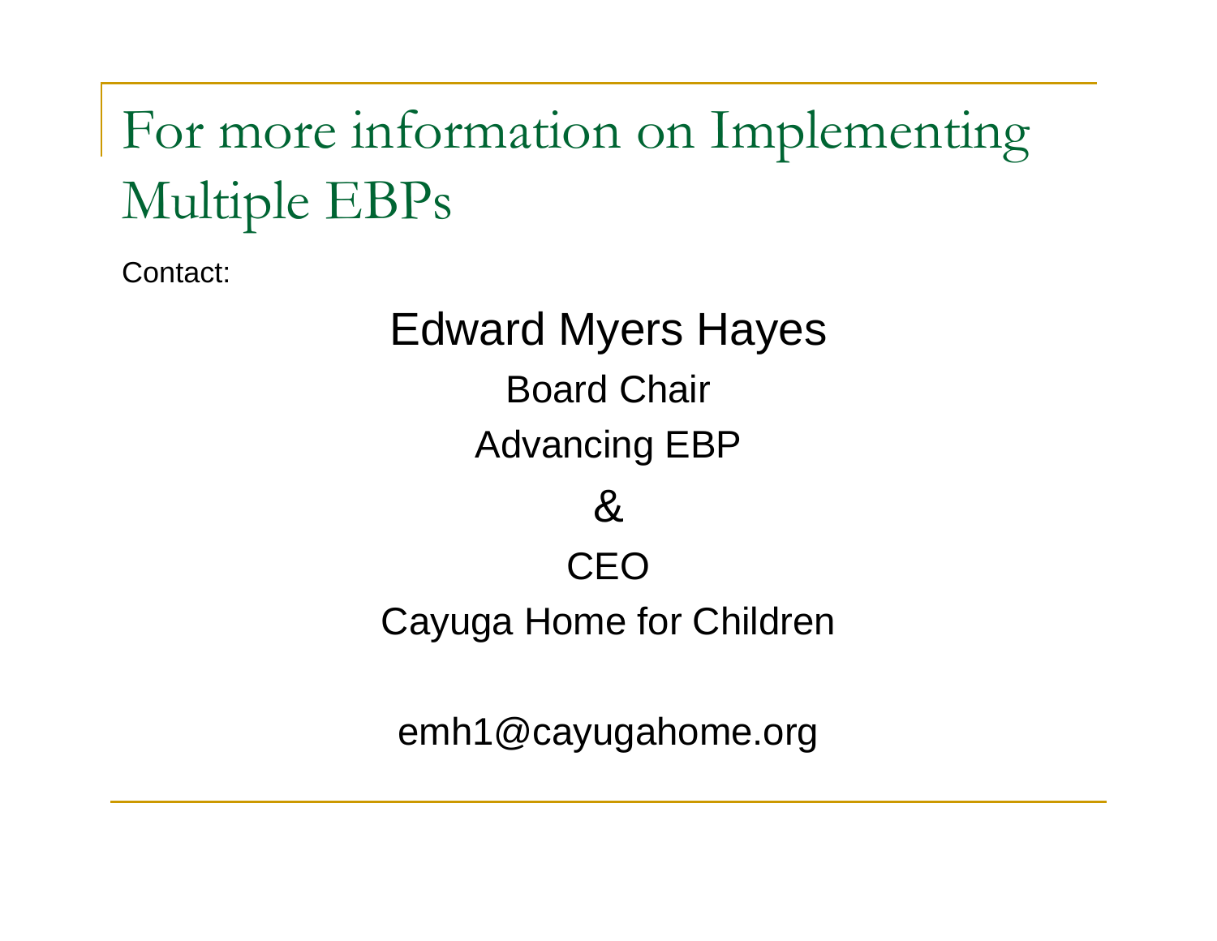# For more information on Implementing Multiple EBPs

Contact:

Edward Myers Hayes

Board Chair

Advancing EBP

&

CEO

Cayuga Home for Children

emh1@cayugahome.org